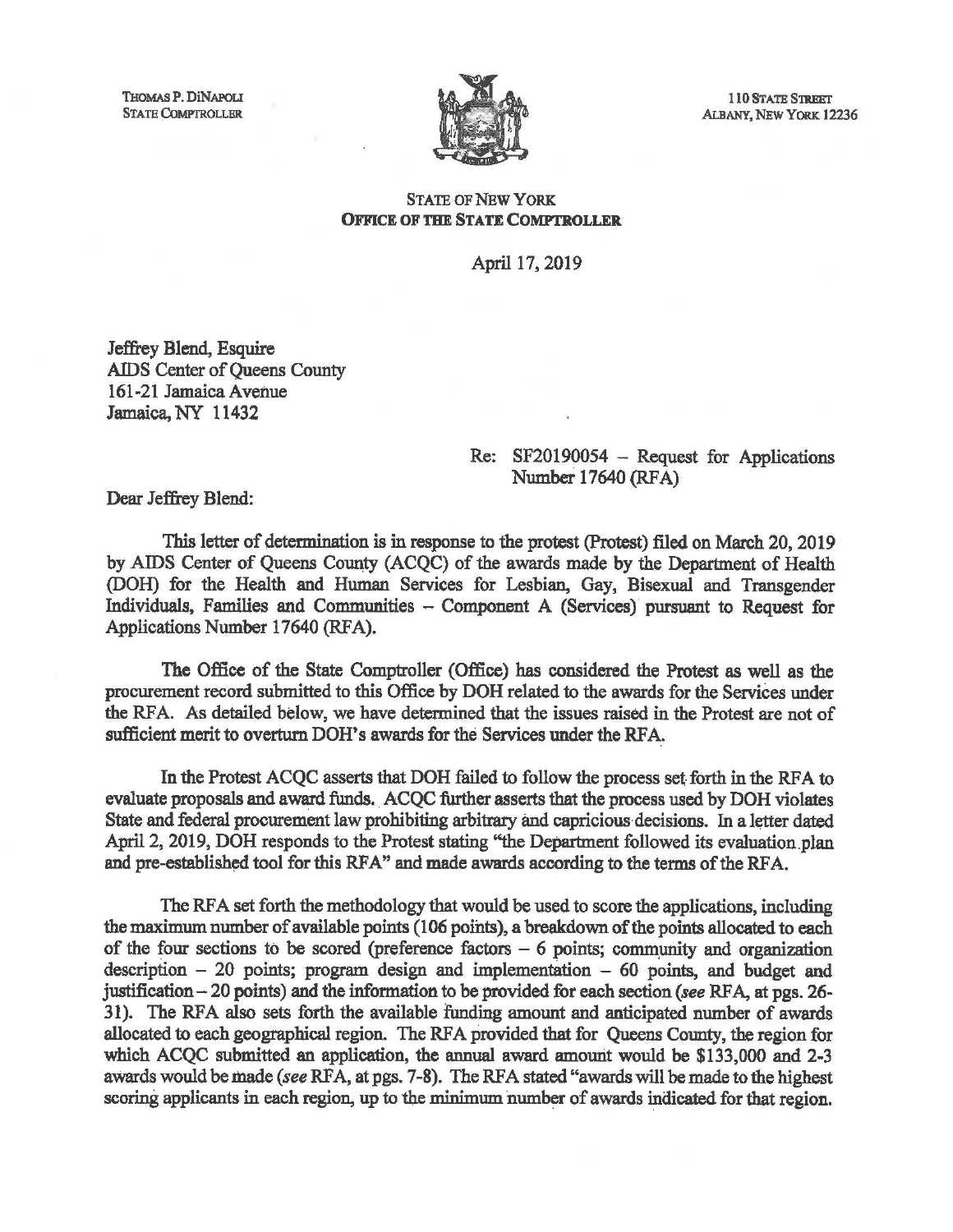THOMAS P. DINAPOLI
STATE COMPTROLLER

110 STATE STREET
ALBANY, NEW YORK 12236

STATE OF NEW YORK
**OFFICE OF THE STATE COMPTROLLER**

April 17, 2019

Jeffrey Blend, Esquire
AIDS Center of Queens County
161-21 Jamaica Avenue
Jamaica, NY 11432

Re: SF20190054 – Request for Applications Number 17640 (RFA)

Dear Jeffrey Blend:

This letter of determination is in response to the protest (Protest) filed on March 20, 2019 by AIDS Center of Queens County (ACQC) of the awards made by the Department of Health (DOH) for the Health and Human Services for Lesbian, Gay, Bisexual and Transgender Individuals, Families and Communities – Component A (Services) pursuant to Request for Applications Number 17640 (RFA).

The Office of the State Comptroller (Office) has considered the Protest as well as the procurement record submitted to this Office by DOH related to the awards for the Services under the RFA. As detailed below, we have determined that the issues raised in the Protest are not of sufficient merit to overturn DOH's awards for the Services under the RFA.

In the Protest ACQC asserts that DOH failed to follow the process set forth in the RFA to evaluate proposals and award funds. ACQC further asserts that the process used by DOH violates State and federal procurement law prohibiting arbitrary and capricious decisions. In a letter dated April 2, 2019, DOH responds to the Protest stating "the Department followed its evaluation plan and pre-established tool for this RFA" and made awards according to the terms of the RFA.

The RFA set forth the methodology that would be used to score the applications, including the maximum number of available points (106 points), a breakdown of the points allocated to each of the four sections to be scored (preference factors – 6 points; community and organization description – 20 points; program design and implementation – 60 points, and budget and justification – 20 points) and the information to be provided for each section (*see* RFA, at pgs. 26-31). The RFA also sets forth the available funding amount and anticipated number of awards allocated to each geographical region. The RFA provided that for Queens County, the region for which ACQC submitted an application, the annual award amount would be $133,000 and 2-3 awards would be made (*see* RFA, at pgs. 7-8). The RFA stated "awards will be made to the highest scoring applicants in each region, up to the minimum number of awards indicated for that region.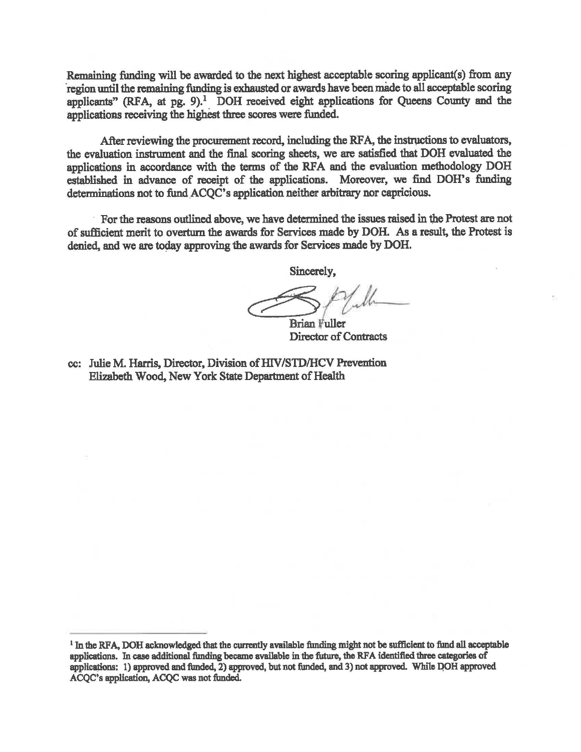Remaining funding will be awarded to the next highest acceptable scoring applicant(s) from any region until the remaining funding is exhausted or awards have been made to all acceptable scoring applicants" (RFA, at pg. 9).[1] DOH received eight applications for Queens County and the applications receiving the highest three scores were funded.

After reviewing the procurement record, including the RFA, the instructions to evaluators, the evaluation instrument and the final scoring sheets, we are satisfied that DOH evaluated the applications in accordance with the terms of the RFA and the evaluation methodology DOH established in advance of receipt of the applications. Moreover, we find DOH's funding determinations not to fund ACQC's application neither arbitrary nor capricious.

For the reasons outlined above, we have determined the issues raised in the Protest are not of sufficient merit to overturn the awards for Services made by DOH. As a result, the Protest is denied, and we are today approving the awards for Services made by DOH.

Sincerely,

Brian Fuller
Director of Contracts

cc: Julie M. Harris, Director, Division of HIV/STD/HCV Prevention
Elizabeth Wood, New York State Department of Health

---

[1] In the RFA, DOH acknowledged that the currently available funding might not be sufficient to fund all acceptable applications. In case additional funding became available in the future, the RFA identified three categories of applications: 1) approved and funded, 2) approved, but not funded, and 3) not approved. While DOH approved ACQC's application, ACQC was not funded.